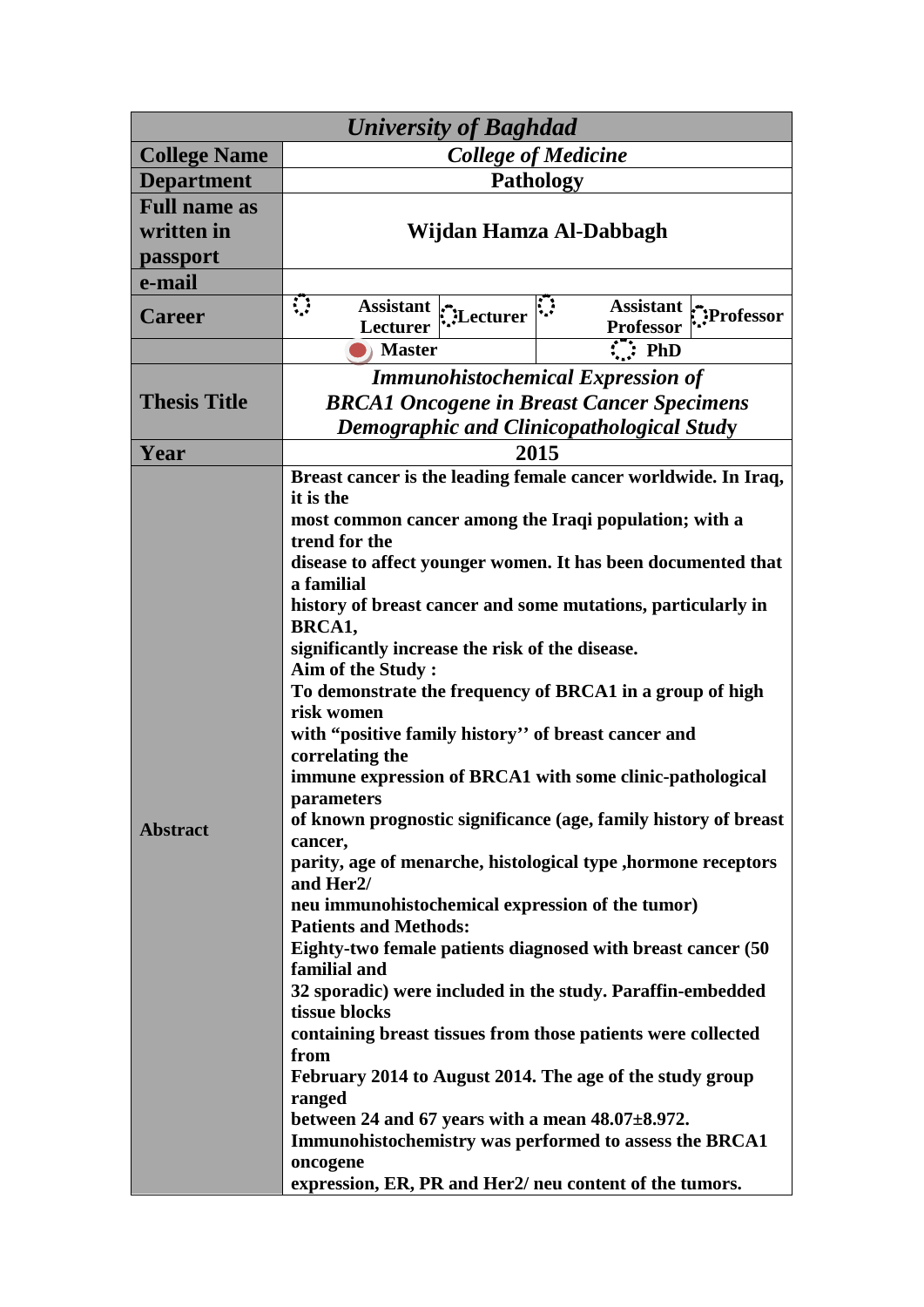| *University of Baghdad* | | | | | | | | |
|---|---|---|---|---|---|---|---|---|
| **College Name** | ***College of Medicine*** | | | | | | | |
| **Department** | **Pathology** | | | | | | | |
| **Full name as written in passport** | **Wijdan Hamza Al-Dabbagh** | | | | | | | |
| **e-mail** | | | | | | | | |
| **Career** | ○ | **Assistant Lecturer** | ○ **Lecturer** | | ○ | **Assistant Professor** | ○ **Professor** | |
| | ● **Master** | | | | ○ **PhD** | | | |
| **Thesis Title** | ***Immunohistochemical Expression of BRCA1 Oncogene in Breast Cancer Specimens Demographic and Clinicopathological Study*** | | | | | | | |
| **Year** | **2015** | | | | | | | |
| **Abstract** | **Breast cancer is the leading female cancer worldwide. In Iraq, it is the most common cancer among the Iraqi population; with a trend for the disease to affect younger women. It has been documented that a familial history of breast cancer and some mutations, particularly in BRCA1, significantly increase the risk of the disease.**<br>**Aim of the Study :**<br>**To demonstrate the frequency of BRCA1 in a group of high risk women with "positive family history'' of breast cancer and correlating the immune expression of BRCA1 with some clinic-pathological parameters of known prognostic significance (age, family history of breast cancer, parity, age of menarche, histological type ,hormone receptors and Her2/ neu immunohistochemical expression of the tumor)**<br>**Patients and Methods:**<br>**Eighty-two female patients diagnosed with breast cancer (50 familial and 32 sporadic) were included in the study. Paraffin-embedded tissue blocks containing breast tissues from those patients were collected from February 2014 to August 2014. The age of the study group ranged between 24 and 67 years with a mean 48.07±8.972. Immunohistochemistry was performed to assess the BRCA1 oncogene expression, ER, PR and Her2/ neu content of the tumors.** | | | | | | | |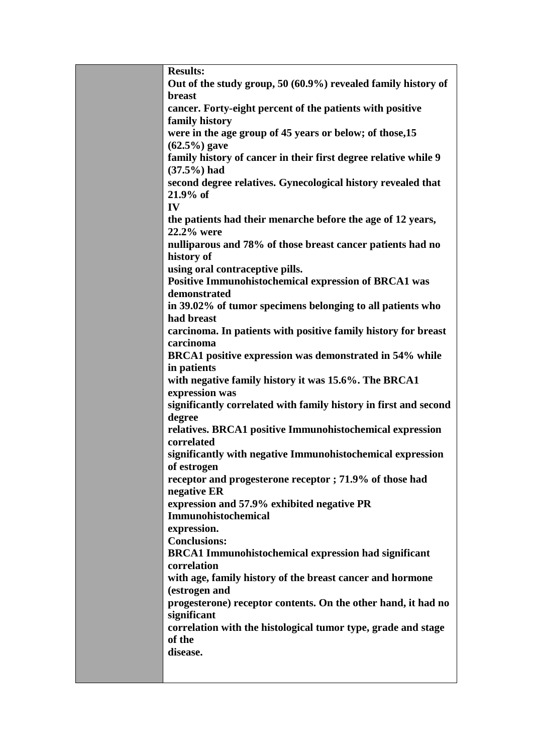**Results:**

**Out of the study group, 50 (60.9%) revealed family history of breast cancer. Forty-eight percent of the patients with positive family history were in the age group of 45 years or below; of those,15 (62.5%) gave family history of cancer in their first degree relative while 9 (37.5%) had second degree relatives. Gynecological history revealed that 21.9% of**

**IV**

**the patients had their menarche before the age of 12 years, 22.2% were nulliparous and 78% of those breast cancer patients had no history of using oral contraceptive pills.**

**Positive Immunohistochemical expression of BRCA1 was demonstrated in 39.02% of tumor specimens belonging to all patients who had breast carcinoma. In patients with positive family history for breast carcinoma BRCA1 positive expression was demonstrated in 54% while in patients with negative family history it was 15.6%. The BRCA1 expression was significantly correlated with family history in first and second degree relatives. BRCA1 positive Immunohistochemical expression correlated significantly with negative Immunohistochemical expression of estrogen receptor and progesterone receptor ; 71.9% of those had negative ER expression and 57.9% exhibited negative PR Immunohistochemical expression.**

**Conclusions:**

**BRCA1 Immunohistochemical expression had significant correlation with age, family history of the breast cancer and hormone (estrogen and progesterone) receptor contents. On the other hand, it had no significant correlation with the histological tumor type, grade and stage of the disease.**